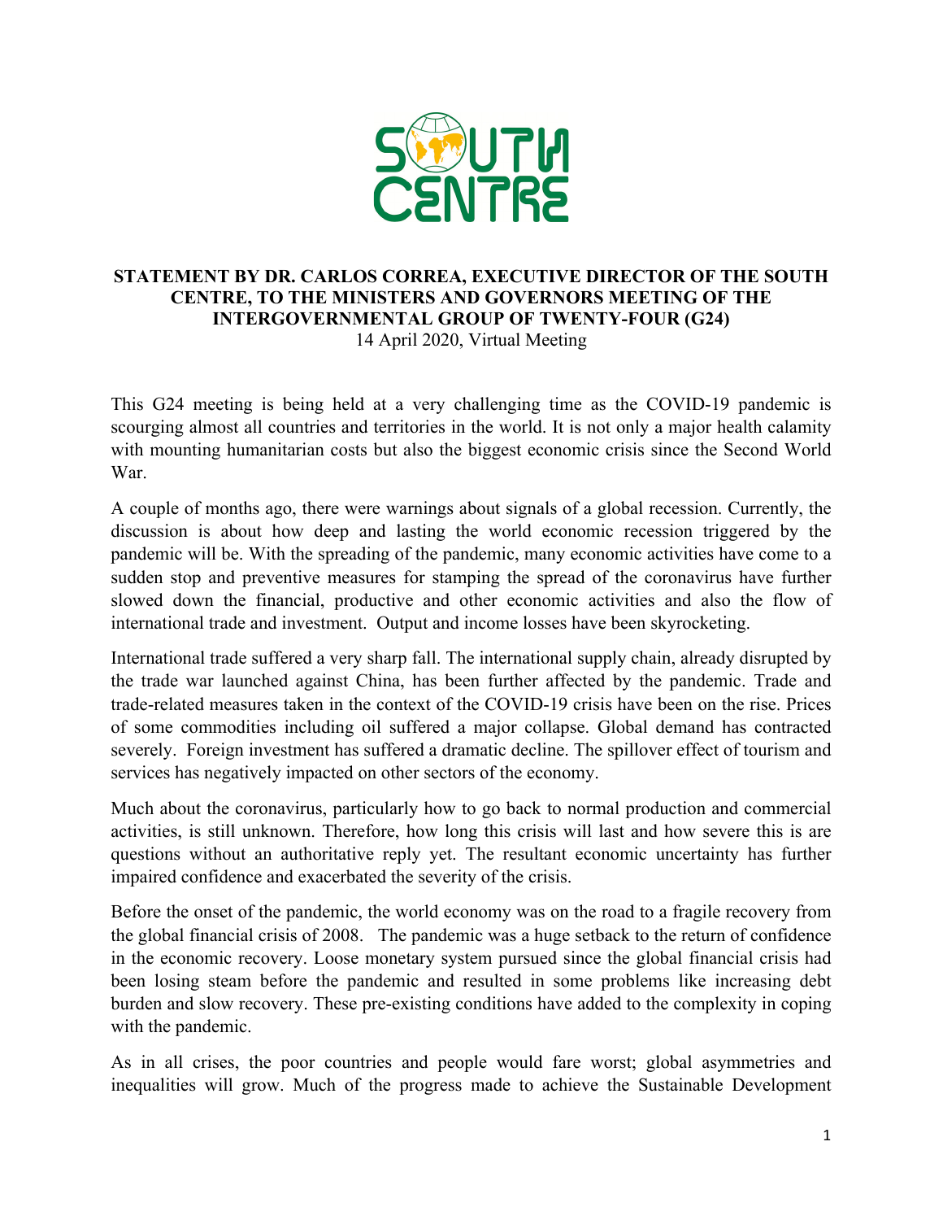**STATEMENT BY DR. CARLOS CORREA, EXECUTIVE DIRECTOR OF THE SOUTH CENTRE, TO THE MINISTERS AND GOVERNORS MEETING OF THE INTERGOVERNMENTAL GROUP OF TWENTY-FOUR (G24)**

14 April 2020, Virtual Meeting

This G24 meeting is being held at a very challenging time as the COVID-19 pandemic is scourging almost all countries and territories in the world. It is not only a major health calamity with mounting humanitarian costs but also the biggest economic crisis since the Second World War.

A couple of months ago, there were warnings about signals of a global recession. Currently, the discussion is about how deep and lasting the world economic recession triggered by the pandemic will be. With the spreading of the pandemic, many economic activities have come to a sudden stop and preventive measures for stamping the spread of the coronavirus have further slowed down the financial, productive and other economic activities and also the flow of international trade and investment. Output and income losses have been skyrocketing.

International trade suffered a very sharp fall. The international supply chain, already disrupted by the trade war launched against China, has been further affected by the pandemic. Trade and trade-related measures taken in the context of the COVID-19 crisis have been on the rise. Prices of some commodities including oil suffered a major collapse. Global demand has contracted severely. Foreign investment has suffered a dramatic decline. The spillover effect of tourism and services has negatively impacted on other sectors of the economy.

Much about the coronavirus, particularly how to go back to normal production and commercial activities, is still unknown. Therefore, how long this crisis will last and how severe this is are questions without an authoritative reply yet. The resultant economic uncertainty has further impaired confidence and exacerbated the severity of the crisis.

Before the onset of the pandemic, the world economy was on the road to a fragile recovery from the global financial crisis of 2008. The pandemic was a huge setback to the return of confidence in the economic recovery. Loose monetary system pursued since the global financial crisis had been losing steam before the pandemic and resulted in some problems like increasing debt burden and slow recovery. These pre-existing conditions have added to the complexity in coping with the pandemic.

As in all crises, the poor countries and people would fare worst; global asymmetries and inequalities will grow. Much of the progress made to achieve the Sustainable Development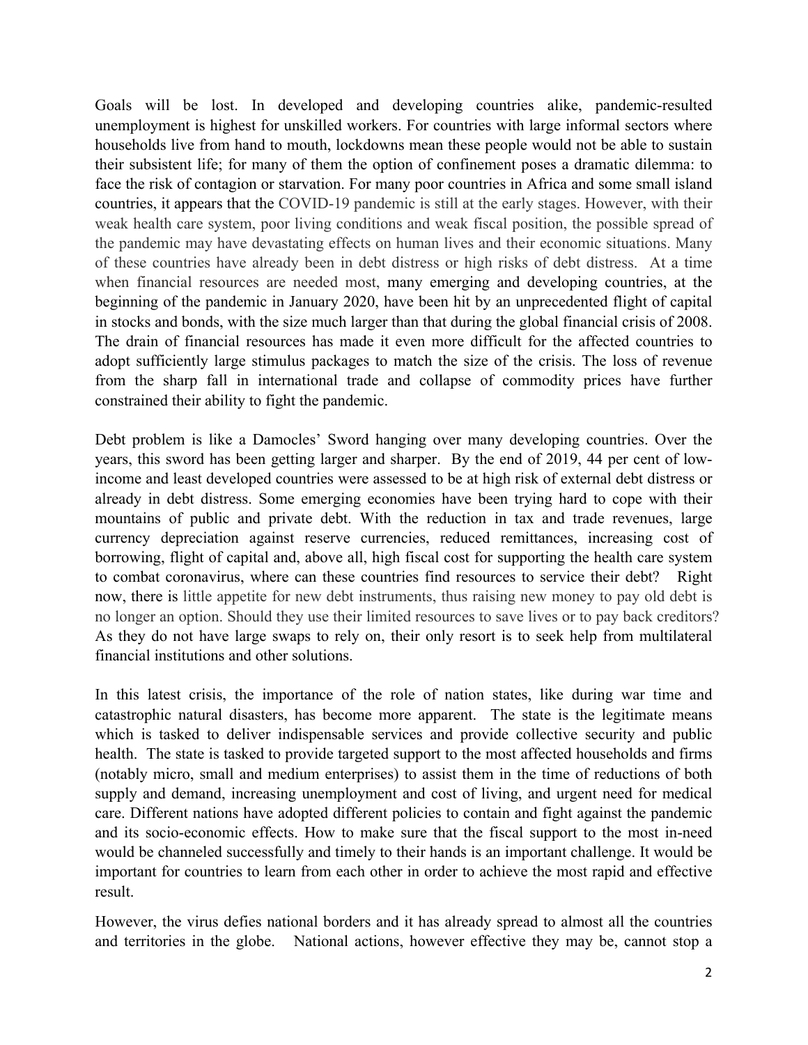Goals will be lost. In developed and developing countries alike, pandemic-resulted unemployment is highest for unskilled workers. For countries with large informal sectors where households live from hand to mouth, lockdowns mean these people would not be able to sustain their subsistent life; for many of them the option of confinement poses a dramatic dilemma: to face the risk of contagion or starvation. For many poor countries in Africa and some small island countries, it appears that the COVID-19 pandemic is still at the early stages. However, with their weak health care system, poor living conditions and weak fiscal position, the possible spread of the pandemic may have devastating effects on human lives and their economic situations. Many of these countries have already been in debt distress or high risks of debt distress. At a time when financial resources are needed most, many emerging and developing countries, at the beginning of the pandemic in January 2020, have been hit by an unprecedented flight of capital in stocks and bonds, with the size much larger than that during the global financial crisis of 2008. The drain of financial resources has made it even more difficult for the affected countries to adopt sufficiently large stimulus packages to match the size of the crisis. The loss of revenue from the sharp fall in international trade and collapse of commodity prices have further constrained their ability to fight the pandemic.

Debt problem is like a Damocles' Sword hanging over many developing countries. Over the years, this sword has been getting larger and sharper. By the end of 2019, 44 per cent of low-income and least developed countries were assessed to be at high risk of external debt distress or already in debt distress. Some emerging economies have been trying hard to cope with their mountains of public and private debt. With the reduction in tax and trade revenues, large currency depreciation against reserve currencies, reduced remittances, increasing cost of borrowing, flight of capital and, above all, high fiscal cost for supporting the health care system to combat coronavirus, where can these countries find resources to service their debt? Right now, there is little appetite for new debt instruments, thus raising new money to pay old debt is no longer an option. Should they use their limited resources to save lives or to pay back creditors? As they do not have large swaps to rely on, their only resort is to seek help from multilateral financial institutions and other solutions.

In this latest crisis, the importance of the role of nation states, like during war time and catastrophic natural disasters, has become more apparent. The state is the legitimate means which is tasked to deliver indispensable services and provide collective security and public health. The state is tasked to provide targeted support to the most affected households and firms (notably micro, small and medium enterprises) to assist them in the time of reductions of both supply and demand, increasing unemployment and cost of living, and urgent need for medical care. Different nations have adopted different policies to contain and fight against the pandemic and its socio-economic effects. How to make sure that the fiscal support to the most in-need would be channeled successfully and timely to their hands is an important challenge. It would be important for countries to learn from each other in order to achieve the most rapid and effective result.

However, the virus defies national borders and it has already spread to almost all the countries and territories in the globe. National actions, however effective they may be, cannot stop a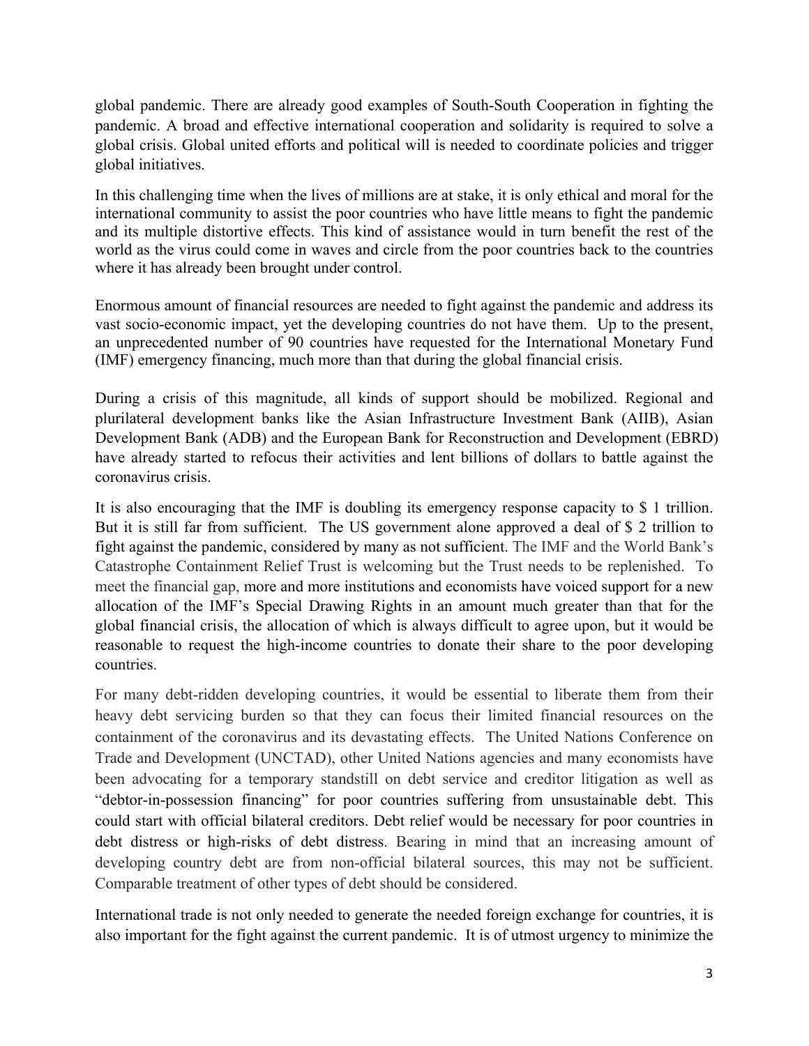global pandemic. There are already good examples of South-South Cooperation in fighting the pandemic. A broad and effective international cooperation and solidarity is required to solve a global crisis. Global united efforts and political will is needed to coordinate policies and trigger global initiatives.

In this challenging time when the lives of millions are at stake, it is only ethical and moral for the international community to assist the poor countries who have little means to fight the pandemic and its multiple distortive effects. This kind of assistance would in turn benefit the rest of the world as the virus could come in waves and circle from the poor countries back to the countries where it has already been brought under control.

Enormous amount of financial resources are needed to fight against the pandemic and address its vast socio-economic impact, yet the developing countries do not have them. Up to the present, an unprecedented number of 90 countries have requested for the International Monetary Fund (IMF) emergency financing, much more than that during the global financial crisis.

During a crisis of this magnitude, all kinds of support should be mobilized. Regional and plurilateral development banks like the Asian Infrastructure Investment Bank (AIIB), Asian Development Bank (ADB) and the European Bank for Reconstruction and Development (EBRD) have already started to refocus their activities and lent billions of dollars to battle against the coronavirus crisis.

It is also encouraging that the IMF is doubling its emergency response capacity to $ 1 trillion. But it is still far from sufficient. The US government alone approved a deal of $ 2 trillion to fight against the pandemic, considered by many as not sufficient. The IMF and the World Bank's Catastrophe Containment Relief Trust is welcoming but the Trust needs to be replenished. To meet the financial gap, more and more institutions and economists have voiced support for a new allocation of the IMF's Special Drawing Rights in an amount much greater than that for the global financial crisis, the allocation of which is always difficult to agree upon, but it would be reasonable to request the high-income countries to donate their share to the poor developing countries.

For many debt-ridden developing countries, it would be essential to liberate them from their heavy debt servicing burden so that they can focus their limited financial resources on the containment of the coronavirus and its devastating effects. The United Nations Conference on Trade and Development (UNCTAD), other United Nations agencies and many economists have been advocating for a temporary standstill on debt service and creditor litigation as well as "debtor-in-possession financing" for poor countries suffering from unsustainable debt. This could start with official bilateral creditors. Debt relief would be necessary for poor countries in debt distress or high-risks of debt distress. Bearing in mind that an increasing amount of developing country debt are from non-official bilateral sources, this may not be sufficient. Comparable treatment of other types of debt should be considered.

International trade is not only needed to generate the needed foreign exchange for countries, it is also important for the fight against the current pandemic. It is of utmost urgency to minimize the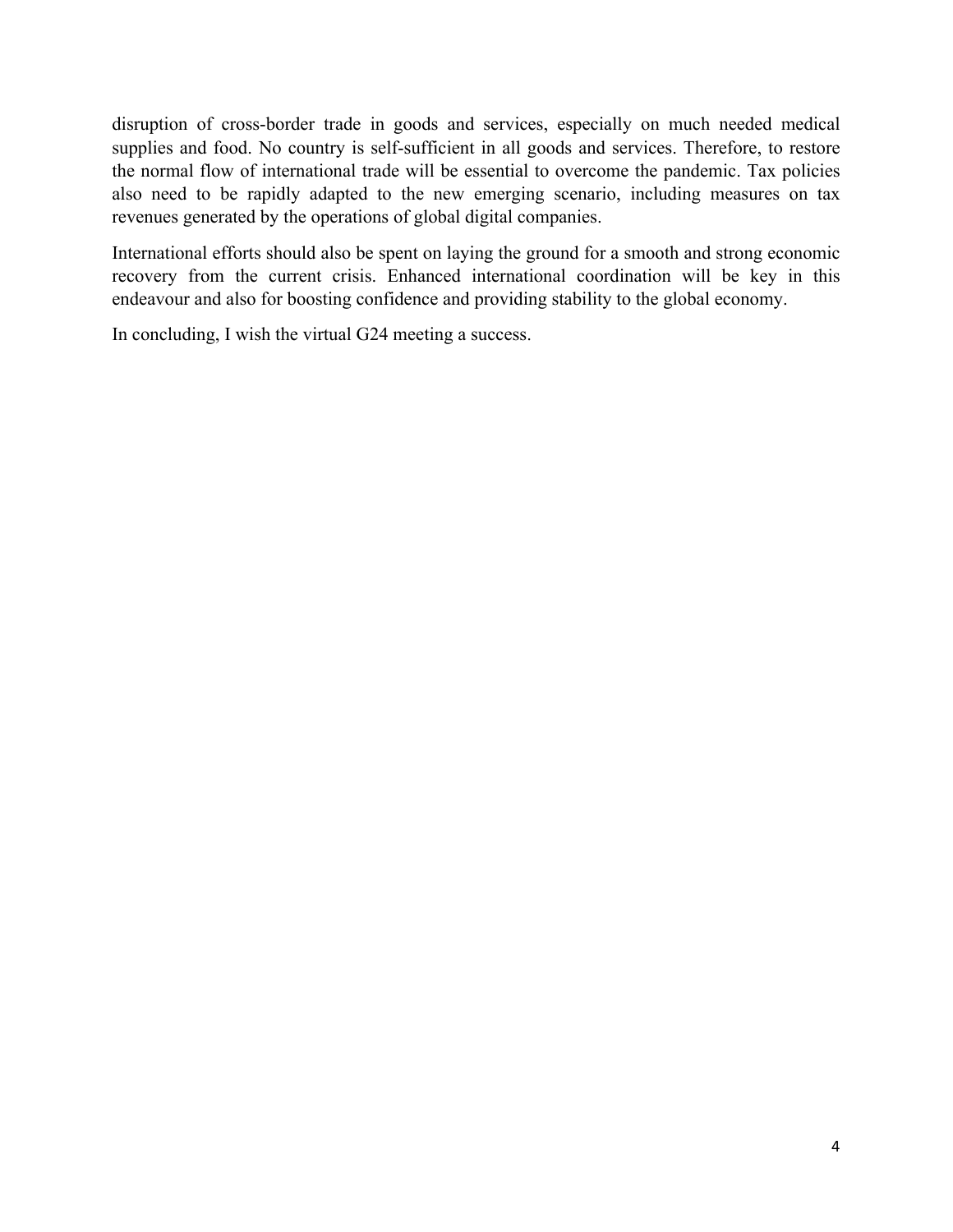disruption of cross-border trade in goods and services, especially on much needed medical supplies and food. No country is self-sufficient in all goods and services. Therefore, to restore the normal flow of international trade will be essential to overcome the pandemic. Tax policies also need to be rapidly adapted to the new emerging scenario, including measures on tax revenues generated by the operations of global digital companies.

International efforts should also be spent on laying the ground for a smooth and strong economic recovery from the current crisis. Enhanced international coordination will be key in this endeavour and also for boosting confidence and providing stability to the global economy.

In concluding, I wish the virtual G24 meeting a success.